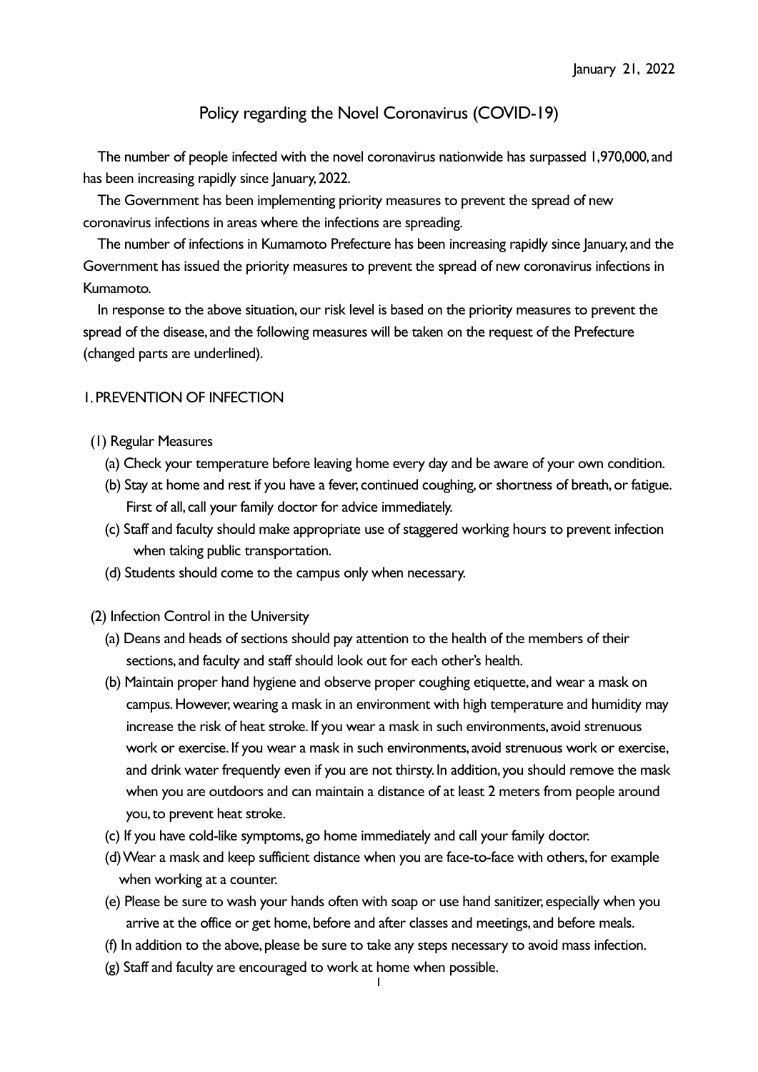January 21, 2022

# Policy regarding the Novel Coronavirus (COVID-19)

The number of people infected with the novel coronavirus nationwide has surpassed 1,970,000, and has been increasing rapidly since January, 2022.

The Government has been implementing priority measures to prevent the spread of new coronavirus infections in areas where the infections are spreading.

The number of infections in Kumamoto Prefecture has been increasing rapidly since January, and the Government has issued the priority measures to prevent the spread of new coronavirus infections in Kumamoto.

In response to the above situation, our risk level is based on the priority measures to prevent the spread of the disease, and the following measures will be taken on the request of the Prefecture (changed parts are underlined).

## 1. PREVENTION OF INFECTION

### (1) Regular Measures

(a) Check your temperature before leaving home every day and be aware of your own condition.

(b) Stay at home and rest if you have a fever, continued coughing, or shortness of breath, or fatigue. First of all, call your family doctor for advice immediately.

(c) Staff and faculty should make appropriate use of staggered working hours to prevent infection when taking public transportation.

(d) Students should come to the campus only when necessary.

### (2) Infection Control in the University

(a) Deans and heads of sections should pay attention to the health of the members of their sections, and faculty and staff should look out for each other's health.

(b) Maintain proper hand hygiene and observe proper coughing etiquette, and wear a mask on campus. However, wearing a mask in an environment with high temperature and humidity may increase the risk of heat stroke. If you wear a mask in such environments, avoid strenuous work or exercise. If you wear a mask in such environments, avoid strenuous work or exercise, and drink water frequently even if you are not thirsty. In addition, you should remove the mask when you are outdoors and can maintain a distance of at least 2 meters from people around you, to prevent heat stroke.

(c) If you have cold-like symptoms, go home immediately and call your family doctor.

(d) Wear a mask and keep sufficient distance when you are face-to-face with others, for example when working at a counter.

(e) Please be sure to wash your hands often with soap or use hand sanitizer, especially when you arrive at the office or get home, before and after classes and meetings, and before meals.

(f) In addition to the above, please be sure to take any steps necessary to avoid mass infection.

(g) Staff and faculty are encouraged to work at home when possible.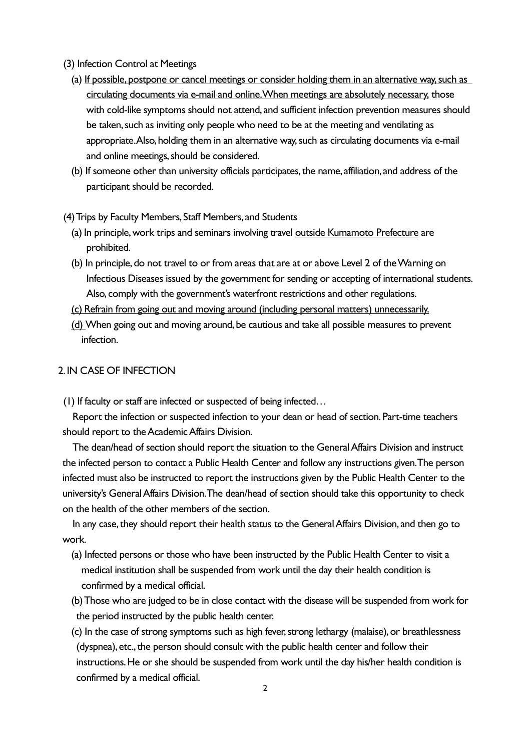(3) Infection Control at Meetings

(a) <u>If possible, postpone or cancel meetings or consider holding them in an alternative way, such as circulating documents via e-mail and online. When meetings are absolutely necessary,</u> those with cold-like symptoms should not attend, and sufficient infection prevention measures should be taken, such as inviting only people who need to be at the meeting and ventilating as appropriate. Also, holding them in an alternative way, such as circulating documents via e-mail and online meetings, should be considered.

(b) If someone other than university officials participates, the name, affiliation, and address of the participant should be recorded.

(4) Trips by Faculty Members, Staff Members, and Students

(a) In principle, work trips and seminars involving travel <u>outside Kumamoto Prefecture</u> are prohibited.

(b) In principle, do not travel to or from areas that are at or above Level 2 of the Warning on Infectious Diseases issued by the government for sending or accepting of international students. Also, comply with the government's waterfront restrictions and other regulations.

<u>(c) Refrain from going out and moving around (including personal matters) unnecessarily.</u>

<u>(d)</u> When going out and moving around, be cautious and take all possible measures to prevent infection.

2. IN CASE OF INFECTION

(1) If faculty or staff are infected or suspected of being infected…

Report the infection or suspected infection to your dean or head of section. Part-time teachers should report to the Academic Affairs Division.

The dean/head of section should report the situation to the General Affairs Division and instruct the infected person to contact a Public Health Center and follow any instructions given. The person infected must also be instructed to report the instructions given by the Public Health Center to the university's General Affairs Division. The dean/head of section should take this opportunity to check on the health of the other members of the section.

In any case, they should report their health status to the General Affairs Division, and then go to work.

(a) Infected persons or those who have been instructed by the Public Health Center to visit a medical institution shall be suspended from work until the day their health condition is confirmed by a medical official.

(b) Those who are judged to be in close contact with the disease will be suspended from work for the period instructed by the public health center.

(c) In the case of strong symptoms such as high fever, strong lethargy (malaise), or breathlessness (dyspnea), etc., the person should consult with the public health center and follow their instructions. He or she should be suspended from work until the day his/her health condition is confirmed by a medical official.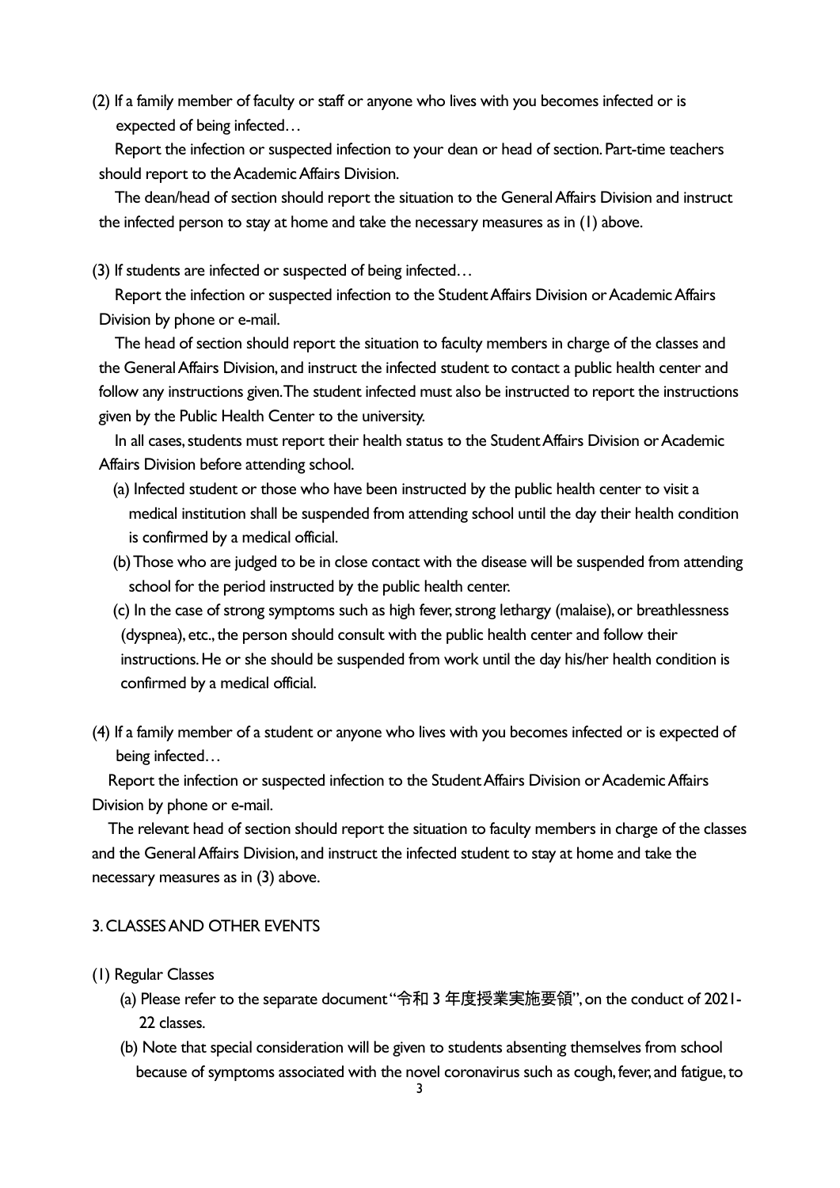(2) If a family member of faculty or staff or anyone who lives with you becomes infected or is expected of being infected…

Report the infection or suspected infection to your dean or head of section. Part-time teachers should report to the Academic Affairs Division.

The dean/head of section should report the situation to the General Affairs Division and instruct the infected person to stay at home and take the necessary measures as in (1) above.

(3) If students are infected or suspected of being infected…

Report the infection or suspected infection to the Student Affairs Division or Academic Affairs Division by phone or e-mail.

The head of section should report the situation to faculty members in charge of the classes and the General Affairs Division, and instruct the infected student to contact a public health center and follow any instructions given. The student infected must also be instructed to report the instructions given by the Public Health Center to the university.

In all cases, students must report their health status to the Student Affairs Division or Academic Affairs Division before attending school.

(a) Infected student or those who have been instructed by the public health center to visit a medical institution shall be suspended from attending school until the day their health condition is confirmed by a medical official.

(b) Those who are judged to be in close contact with the disease will be suspended from attending school for the period instructed by the public health center.

(c) In the case of strong symptoms such as high fever, strong lethargy (malaise), or breathlessness (dyspnea), etc., the person should consult with the public health center and follow their instructions. He or she should be suspended from work until the day his/her health condition is confirmed by a medical official.

(4) If a family member of a student or anyone who lives with you becomes infected or is expected of being infected…

Report the infection or suspected infection to the Student Affairs Division or Academic Affairs Division by phone or e-mail.

The relevant head of section should report the situation to faculty members in charge of the classes and the General Affairs Division, and instruct the infected student to stay at home and take the necessary measures as in (3) above.

3. CLASSES AND OTHER EVENTS

(1) Regular Classes

(a) Please refer to the separate document "令和 3 年度授業実施要領", on the conduct of 2021-22 classes.

(b) Note that special consideration will be given to students absenting themselves from school because of symptoms associated with the novel coronavirus such as cough, fever, and fatigue, to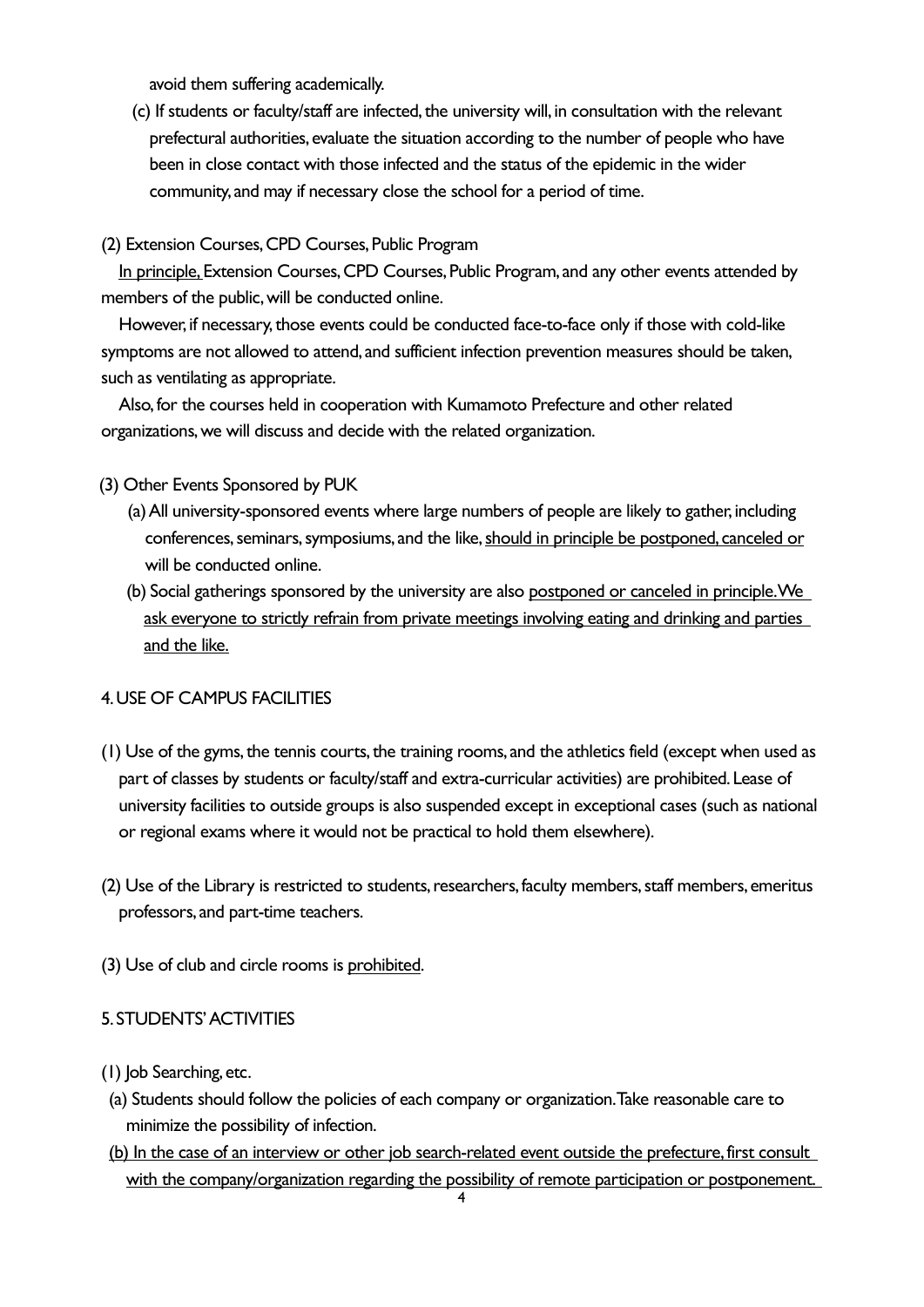avoid them suffering academically.

(c) If students or faculty/staff are infected, the university will, in consultation with the relevant prefectural authorities, evaluate the situation according to the number of people who have been in close contact with those infected and the status of the epidemic in the wider community, and may if necessary close the school for a period of time.

(2) Extension Courses, CPD Courses, Public Program

<u>In principle,</u> Extension Courses, CPD Courses, Public Program, and any other events attended by members of the public, will be conducted online.

However, if necessary, those events could be conducted face-to-face only if those with cold-like symptoms are not allowed to attend, and sufficient infection prevention measures should be taken, such as ventilating as appropriate.

Also, for the courses held in cooperation with Kumamoto Prefecture and other related organizations, we will discuss and decide with the related organization.

(3) Other Events Sponsored by PUK

(a) All university-sponsored events where large numbers of people are likely to gather, including conferences, seminars, symposiums, and the like, <u>should in principle be postponed, canceled or</u> will be conducted online.

(b) Social gatherings sponsored by the university are also <u>postponed or canceled in principle. We ask everyone to strictly refrain from private meetings involving eating and drinking and parties and the like.</u>

## 4. USE OF CAMPUS FACILITIES

(1) Use of the gyms, the tennis courts, the training rooms, and the athletics field (except when used as part of classes by students or faculty/staff and extra-curricular activities) are prohibited. Lease of university facilities to outside groups is also suspended except in exceptional cases (such as national or regional exams where it would not be practical to hold them elsewhere).

(2) Use of the Library is restricted to students, researchers, faculty members, staff members, emeritus professors, and part-time teachers.

(3) Use of club and circle rooms is <u>prohibited</u>.

## 5. STUDENTS' ACTIVITIES

(1) Job Searching, etc.

(a) Students should follow the policies of each company or organization. Take reasonable care to minimize the possibility of infection.

<u>(b) In the case of an interview or other job search-related event outside the prefecture, first consult with the company/organization regarding the possibility of remote participation or postponement.</u>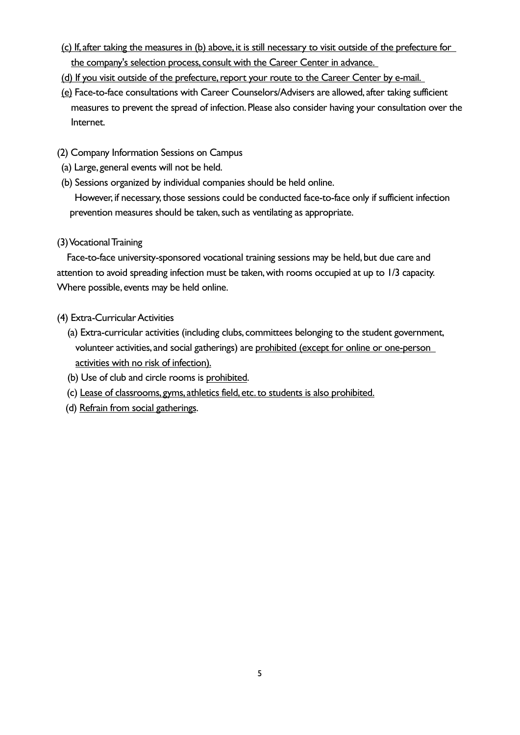(c) If, after taking the measures in (b) above, it is still necessary to visit outside of the prefecture for the company's selection process, consult with the Career Center in advance.

(d) If you visit outside of the prefecture, report your route to the Career Center by e-mail.

(e) Face-to-face consultations with Career Counselors/Advisers are allowed, after taking sufficient measures to prevent the spread of infection. Please also consider having your consultation over the Internet.

(2) Company Information Sessions on Campus

(a) Large, general events will not be held.

(b) Sessions organized by individual companies should be held online.
However, if necessary, those sessions could be conducted face-to-face only if sufficient infection prevention measures should be taken, such as ventilating as appropriate.

(3) Vocational Training

Face-to-face university-sponsored vocational training sessions may be held, but due care and attention to avoid spreading infection must be taken, with rooms occupied at up to 1/3 capacity. Where possible, events may be held online.

(4) Extra-Curricular Activities

(a) Extra-curricular activities (including clubs, committees belonging to the student government, volunteer activities, and social gatherings) are prohibited (except for online or one-person activities with no risk of infection).

(b) Use of club and circle rooms is prohibited.

(c) Lease of classrooms, gyms, athletics field, etc. to students is also prohibited.

(d) Refrain from social gatherings.